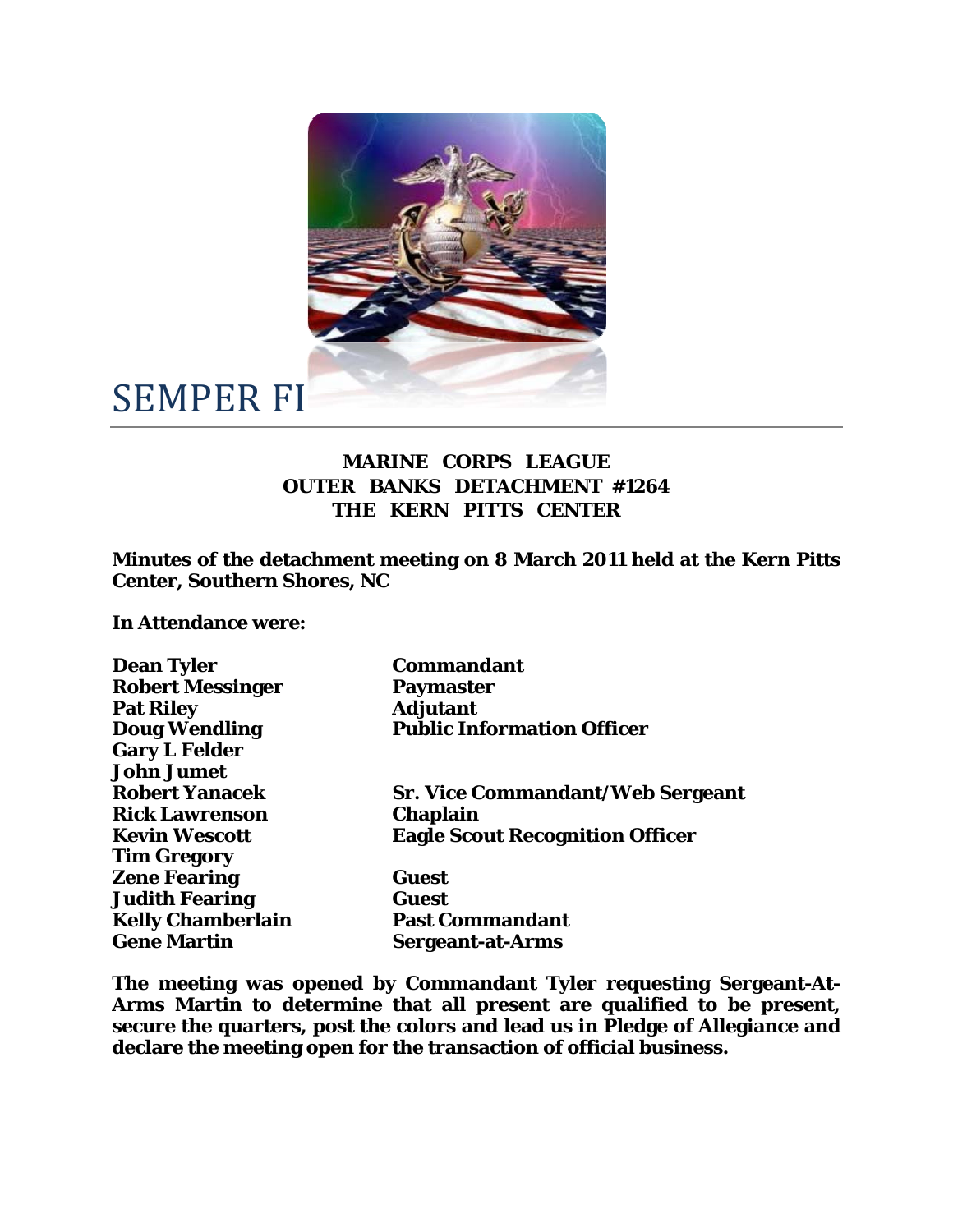# SEMPER FI

**MARINE CORPS LEAGUE**
**OUTER BANKS DETACHMENT #1264**
**THE KERN PITTS CENTER**

**Minutes of the detachment meeting on 8 March 2011 held at the Kern Pitts Center, Southern Shores, NC**

**In Attendance were:**

| | |
|---|---|
| **Dean Tyler** | **Commandant** |
| **Robert Messinger** | **Paymaster** |
| **Pat Riley** | **Adjutant** |
| **Doug Wendling** | **Public Information Officer** |
| **Gary L Felder** | |
| **John Jumet** | |
| **Robert Yanacek** | **Sr. Vice Commandant/Web Sergeant** |
| **Rick Lawrenson** | **Chaplain** |
| **Kevin Wescott** | **Eagle Scout Recognition Officer** |
| **Tim Gregory** | |
| **Zene Fearing** | **Guest** |
| **Judith Fearing** | **Guest** |
| **Kelly Chamberlain** | **Past Commandant** |
| **Gene Martin** | **Sergeant-at-Arms** |

**The meeting was opened by Commandant Tyler requesting Sergeant-At-Arms Martin to determine that all present are qualified to be present, secure the quarters, post the colors and lead us in Pledge of Allegiance and declare the meeting open for the transaction of official business.**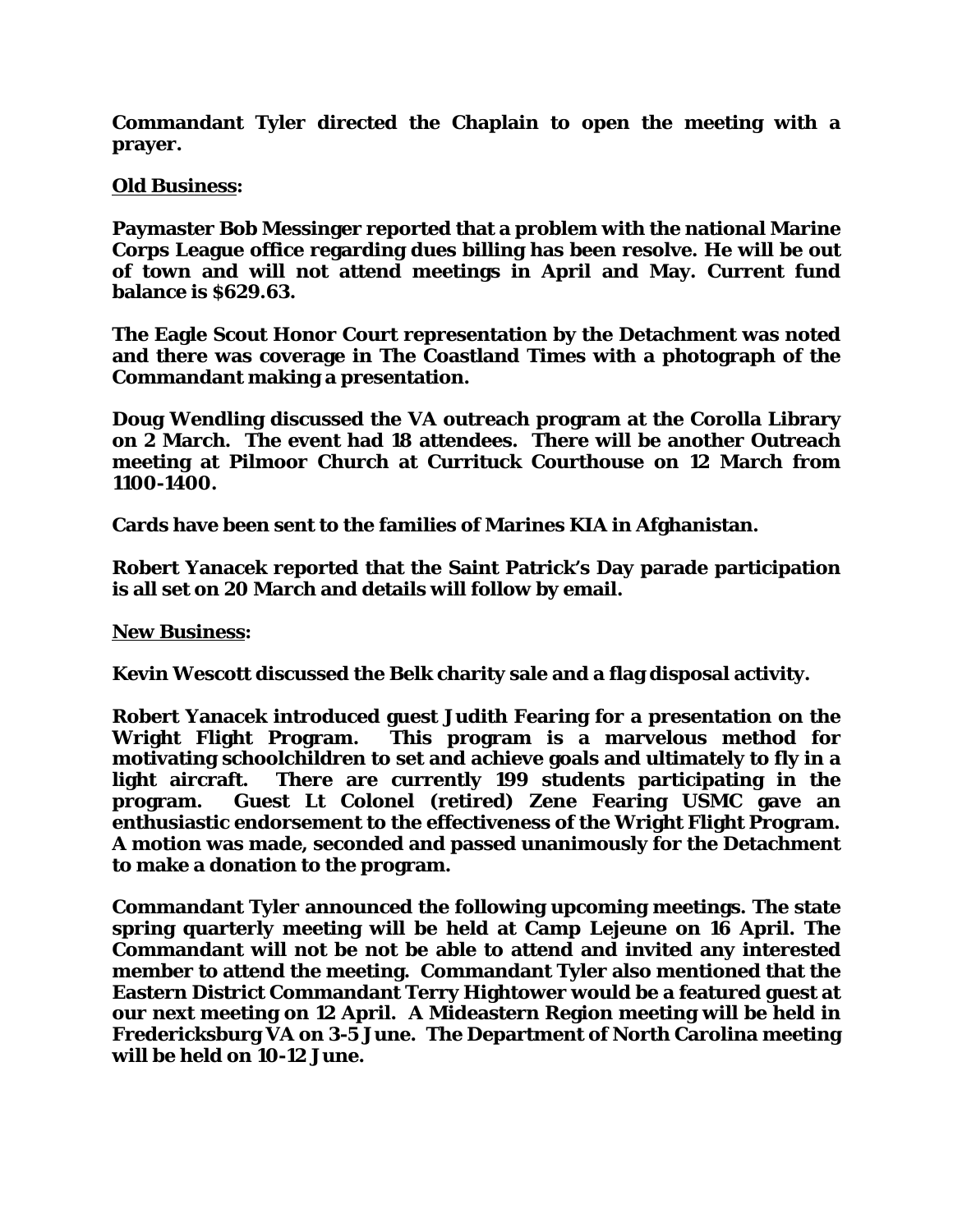**Commandant Tyler directed the Chaplain to open the meeting with a prayer.**

**<u>Old Business</u>:**

**Paymaster Bob Messinger reported that a problem with the national Marine Corps League office regarding dues billing has been resolve. He will be out of town and will not attend meetings in April and May. Current fund balance is $629.63.**

**The Eagle Scout Honor Court representation by the Detachment was noted and there was coverage in The Coastland Times with a photograph of the Commandant making a presentation.**

**Doug Wendling discussed the VA outreach program at the Corolla Library on 2 March. The event had 18 attendees. There will be another Outreach meeting at Pilmoor Church at Currituck Courthouse on 12 March from 1100-1400.**

**Cards have been sent to the families of Marines KIA in Afghanistan.**

**Robert Yanacek reported that the Saint Patrick's Day parade participation is all set on 20 March and details will follow by email.**

**<u>New Business</u>:**

**Kevin Wescott discussed the Belk charity sale and a flag disposal activity.**

**Robert Yanacek introduced guest Judith Fearing for a presentation on the Wright Flight Program. This program is a marvelous method for motivating schoolchildren to set and achieve goals and ultimately to fly in a light aircraft. There are currently 199 students participating in the program. Guest Lt Colonel (retired) Zene Fearing USMC gave an enthusiastic endorsement to the effectiveness of the Wright Flight Program. A motion was made, seconded and passed unanimously for the Detachment to make a donation to the program.**

**Commandant Tyler announced the following upcoming meetings. The state spring quarterly meeting will be held at Camp Lejeune on 16 April. The Commandant will not be not be able to attend and invited any interested member to attend the meeting. Commandant Tyler also mentioned that the Eastern District Commandant Terry Hightower would be a featured guest at our next meeting on 12 April. A Mideastern Region meeting will be held in Fredericksburg VA on 3-5 June. The Department of North Carolina meeting will be held on 10-12 June.**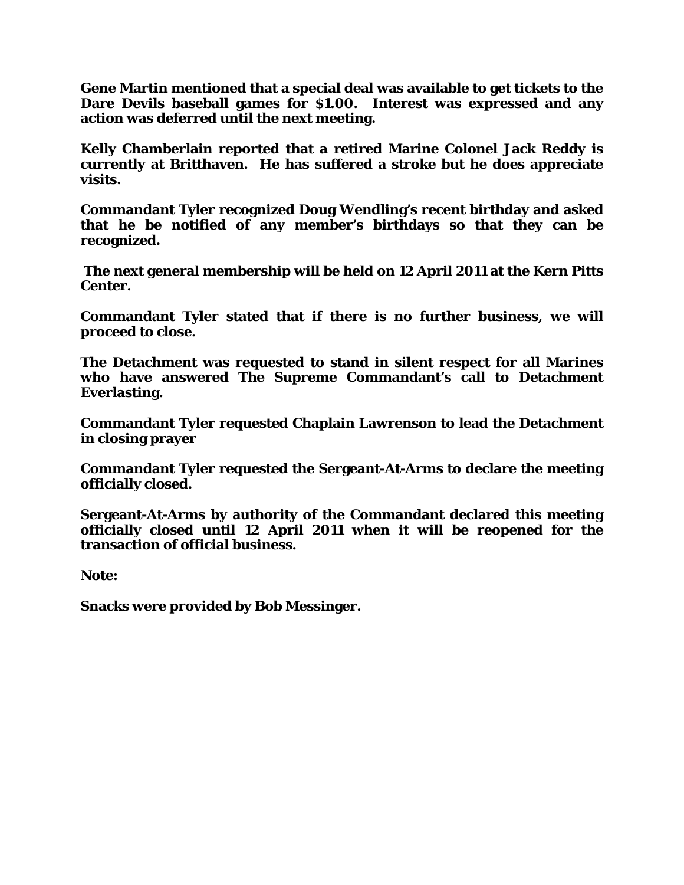**Gene Martin mentioned that a special deal was available to get tickets to the Dare Devils baseball games for $1.00. Interest was expressed and any action was deferred until the next meeting.**

**Kelly Chamberlain reported that a retired Marine Colonel Jack Reddy is currently at Britthaven. He has suffered a stroke but he does appreciate visits.**

**Commandant Tyler recognized Doug Wendling's recent birthday and asked that he be notified of any member's birthdays so that they can be recognized.**

**The next general membership will be held on 12 April 2011 at the Kern Pitts Center.**

**Commandant Tyler stated that if there is no further business, we will proceed to close.**

**The Detachment was requested to stand in silent respect for all Marines who have answered The Supreme Commandant's call to Detachment Everlasting.**

**Commandant Tyler requested Chaplain Lawrenson to lead the Detachment in closing prayer**

**Commandant Tyler requested the Sergeant-At-Arms to declare the meeting officially closed.**

**Sergeant-At-Arms by authority of the Commandant declared this meeting officially closed until 12 April 2011 when it will be reopened for the transaction of official business.**

**<u>Note</u>:**

**Snacks were provided by Bob Messinger.**